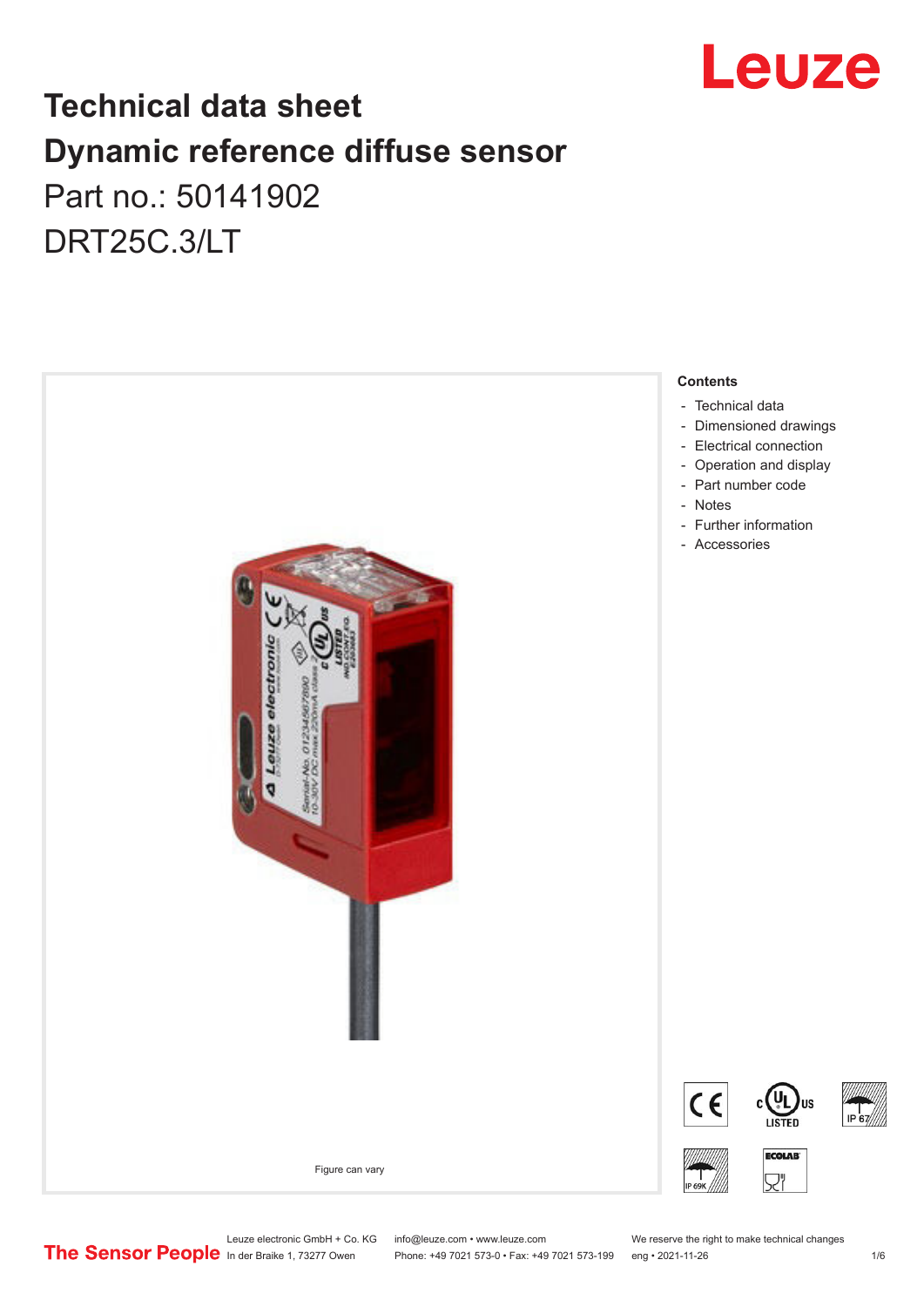# Technical data sheet
# Dynamic reference diffuse sensor
## Part no.: 50141902
## DRT25C.3/LT

Figure can vary

**Contents**

- Technical data
- Dimensioned drawings
- Electrical connection
- Operation and display
- Part number code
- Notes
- Further information
- Accessories

Leuze electronic GmbH + Co. KG
In der Braike 1, 73277 Owen

info@leuze.com • www.leuze.com
Phone: +49 7021 573-0 • Fax: +49 7021 573-199

We reserve the right to make technical changes
eng • 2021-11-26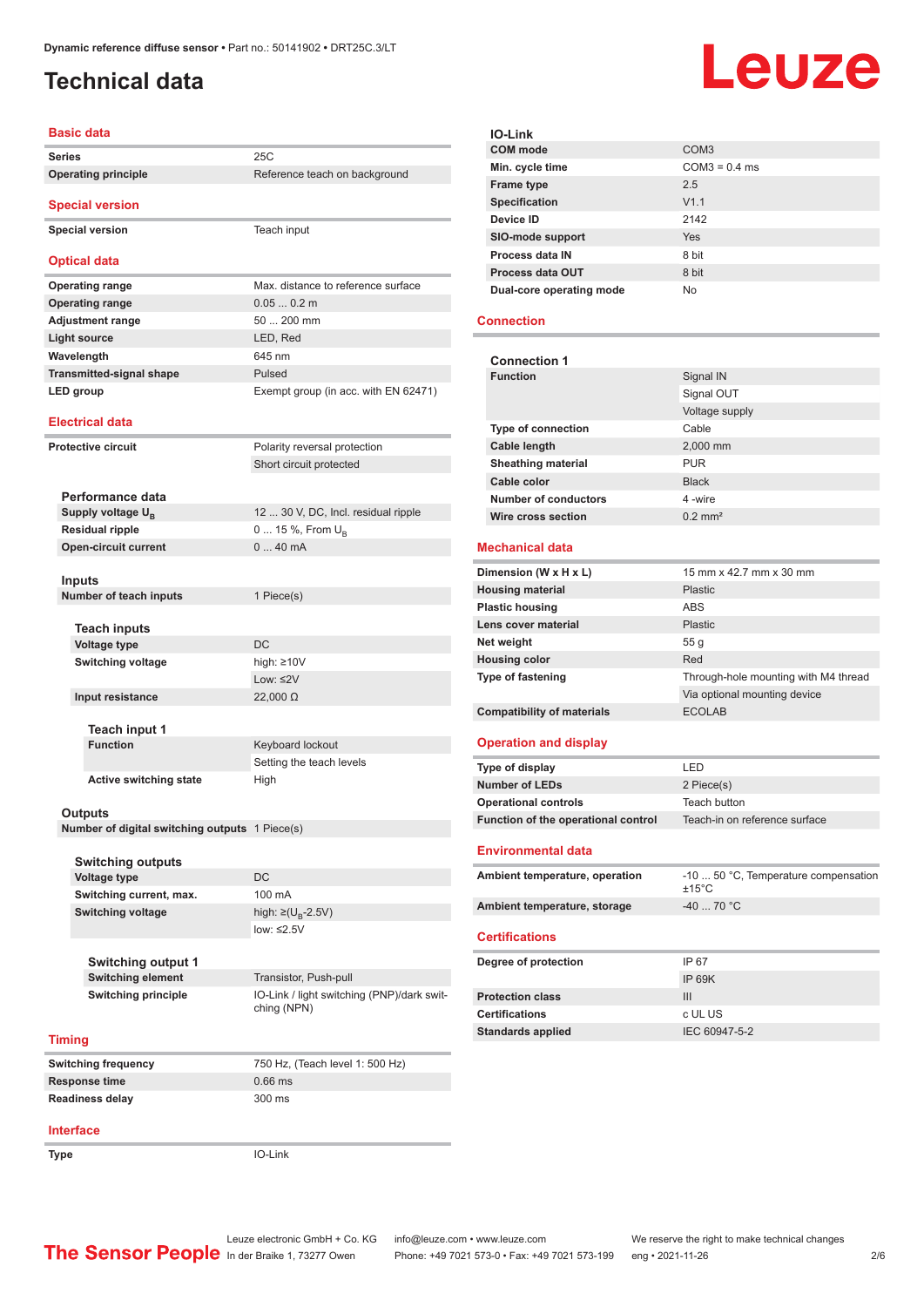# Technical data

## Basic data

| | |
|---|---|
| **Series** | 25C |
| **Operating principle** | Reference teach on background |

## Special version

| | |
|---|---|
| **Special version** | Teach input |

## Optical data

| | |
|---|---|
| **Operating range** | Max. distance to reference surface |
| **Operating range** | 0.05 ... 0.2 m |
| **Adjustment range** | 50 ... 200 mm |
| **Light source** | LED, Red |
| **Wavelength** | 645 nm |
| **Transmitted-signal shape** | Pulsed |
| **LED group** | Exempt group (in acc. with EN 62471) |

## Electrical data

| | |
|---|---|
| **Protective circuit** | Polarity reversal protection |
| | Short circuit protected |

### Performance data

| | |
|---|---|
| **Supply voltage $U_B$** | 12 ... 30 V, DC, Incl. residual ripple |
| **Residual ripple** | 0 ... 15 %, From $U_B$ |
| **Open-circuit current** | 0 ... 40 mA |

### Inputs

| | |
|---|---|
| **Number of teach inputs** | 1 Piece(s) |

#### Teach inputs

| | |
|---|---|
| **Voltage type** | DC |
| **Switching voltage** | high: ≥10V |
| | Low: ≤2V |
| **Input resistance** | 22,000 Ω |

##### Teach input 1

| | |
|---|---|
| **Function** | Keyboard lockout |
| | Setting the teach levels |
| **Active switching state** | High |

### Outputs

| | |
|---|---|
| **Number of digital switching outputs** | 1 Piece(s) |

#### Switching outputs

| | |
|---|---|
| **Voltage type** | DC |
| **Switching current, max.** | 100 mA |
| **Switching voltage** | high: ≥($U_B$-2.5V) |
| | low: ≤2.5V |

##### Switching output 1

| | |
|---|---|
| **Switching element** | Transistor, Push-pull |
| **Switching principle** | IO-Link / light switching (PNP)/dark switching (NPN) |

## Timing

| | |
|---|---|
| **Switching frequency** | 750 Hz, (Teach level 1: 500 Hz) |
| **Response time** | 0.66 ms |
| **Readiness delay** | 300 ms |

## Interface

| | |
|---|---|
| **Type** | IO-Link |

### IO-Link

| | |
|---|---|
| **COM mode** | COM3 |
| **Min. cycle time** | COM3 = 0.4 ms |
| **Frame type** | 2.5 |
| **Specification** | V1.1 |
| **Device ID** | 2142 |
| **SIO-mode support** | Yes |
| **Process data IN** | 8 bit |
| **Process data OUT** | 8 bit |
| **Dual-core operating mode** | No |

## Connection

### Connection 1

| | |
|---|---|
| **Function** | Signal IN |
| | Signal OUT |
| | Voltage supply |
| **Type of connection** | Cable |
| **Cable length** | 2,000 mm |
| **Sheathing material** | PUR |
| **Cable color** | Black |
| **Number of conductors** | 4 -wire |
| **Wire cross section** | 0.2 mm² |

## Mechanical data

| | |
|---|---|
| **Dimension (W x H x L)** | 15 mm x 42.7 mm x 30 mm |
| **Housing material** | Plastic |
| **Plastic housing** | ABS |
| **Lens cover material** | Plastic |
| **Net weight** | 55 g |
| **Housing color** | Red |
| **Type of fastening** | Through-hole mounting with M4 thread |
| | Via optional mounting device |
| **Compatibility of materials** | ECOLAB |

## Operation and display

| | |
|---|---|
| **Type of display** | LED |
| **Number of LEDs** | 2 Piece(s) |
| **Operational controls** | Teach button |
| **Function of the operational control** | Teach-in on reference surface |

## Environmental data

| | |
|---|---|
| **Ambient temperature, operation** | -10 ... 50 °C, Temperature compensation ±15°C |
| **Ambient temperature, storage** | -40 ... 70 °C |

## Certifications

| | |
|---|---|
| **Degree of protection** | IP 67 |
| | IP 69K |
| **Protection class** | III |
| **Certifications** | c UL US |
| **Standards applied** | IEC 60947-5-2 |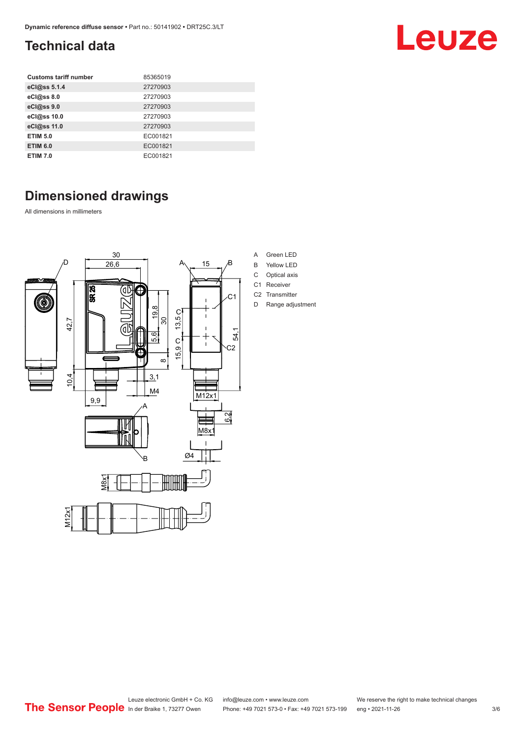## Technical data

| Customs tariff number | 85365019 |
| --- | --- |
| eCl@ss 5.1.4 | 27270903 |
| eCl@ss 8.0 | 27270903 |
| eCl@ss 9.0 | 27270903 |
| eCl@ss 10.0 | 27270903 |
| eCl@ss 11.0 | 27270903 |
| ETIM 5.0 | EC001821 |
| ETIM 6.0 | EC001821 |
| ETIM 7.0 | EC001821 |

## Dimensioned drawings

All dimensions in millimeters

- A Green LED
- B Yellow LED
- C Optical axis
- C1 Receiver
- C2 Transmitter
- D Range adjustment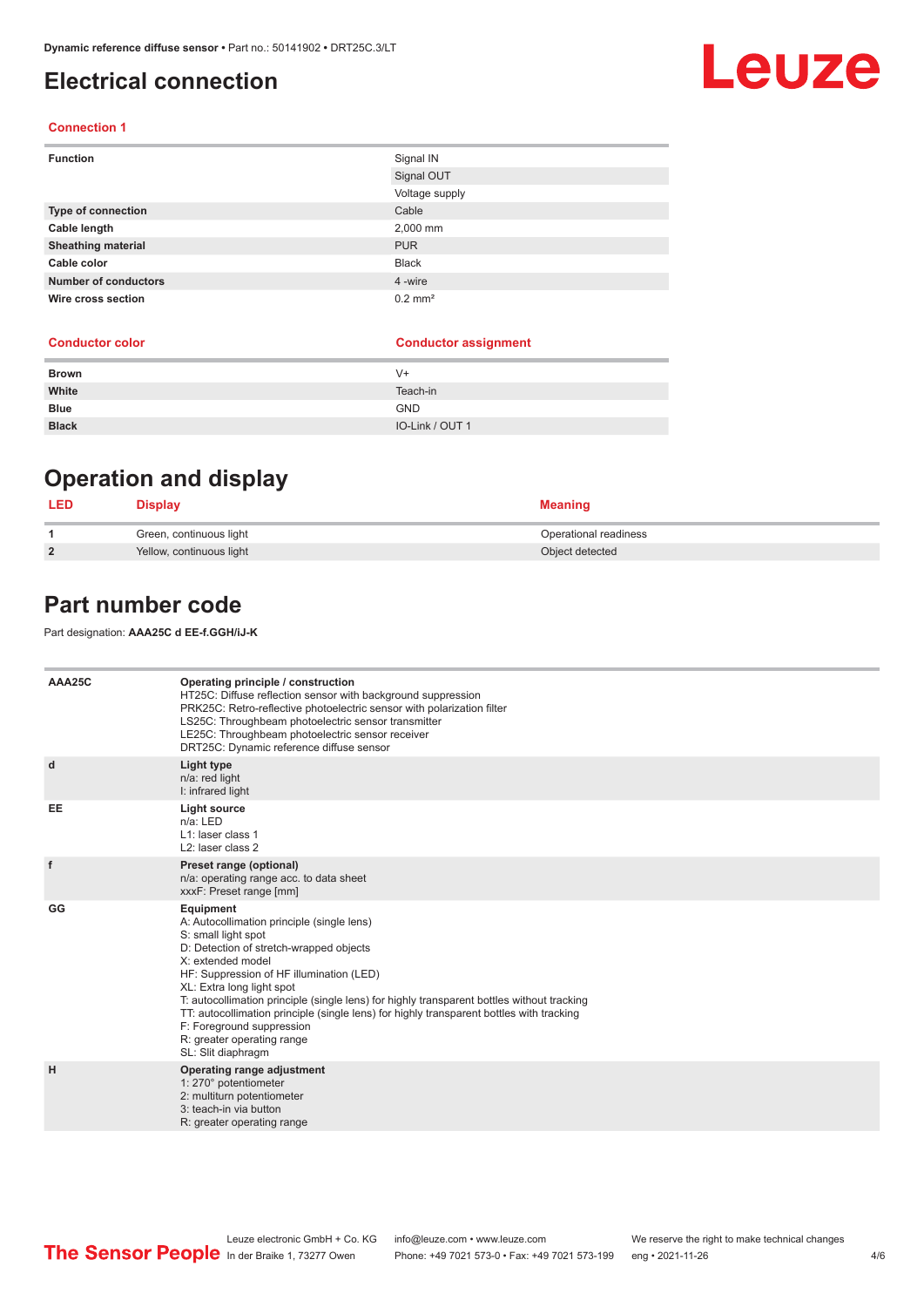# Electrical connection

### Connection 1

| | |
|---|---|
| **Function** | Signal IN |
| | Signal OUT |
| | Voltage supply |
| **Type of connection** | Cable |
| **Cable length** | 2,000 mm |
| **Sheathing material** | PUR |
| **Cable color** | Black |
| **Number of conductors** | 4 -wire |
| **Wire cross section** | 0.2 mm² |

| Conductor color | Conductor assignment |
|---|---|
| **Brown** | V+ |
| **White** | Teach-in |
| **Blue** | GND |
| **Black** | IO-Link / OUT 1 |

# Operation and display

| LED | Display | Meaning |
|---|---|---|
| **1** | Green, continuous light | Operational readiness |
| **2** | Yellow, continuous light | Object detected |

# Part number code

Part designation: **AAA25C d EE-f.GGH/iJ-K**

| | |
|---|---|
| **AAA25C** | **Operating principle / construction**<br>HT25C: Diffuse reflection sensor with background suppression<br>PRK25C: Retro-reflective photoelectric sensor with polarization filter<br>LS25C: Throughbeam photoelectric sensor transmitter<br>LE25C: Throughbeam photoelectric sensor receiver<br>DRT25C: Dynamic reference diffuse sensor |
| **d** | **Light type**<br>n/a: red light<br>I: infrared light |
| **EE** | **Light source**<br>n/a: LED<br>L1: laser class 1<br>L2: laser class 2 |
| **f** | **Preset range (optional)**<br>n/a: operating range acc. to data sheet<br>xxxF: Preset range [mm] |
| **GG** | **Equipment**<br>A: Autocollimation principle (single lens)<br>S: small light spot<br>D: Detection of stretch-wrapped objects<br>X: extended model<br>HF: Suppression of HF illumination (LED)<br>XL: Extra long light spot<br>T: autocollimation principle (single lens) for highly transparent bottles without tracking<br>TT: autocollimation principle (single lens) for highly transparent bottles with tracking<br>F: Foreground suppression<br>R: greater operating range<br>SL: Slit diaphragm |
| **H** | **Operating range adjustment**<br>1: 270° potentiometer<br>2: multiturn potentiometer<br>3: teach-in via button<br>R: greater operating range |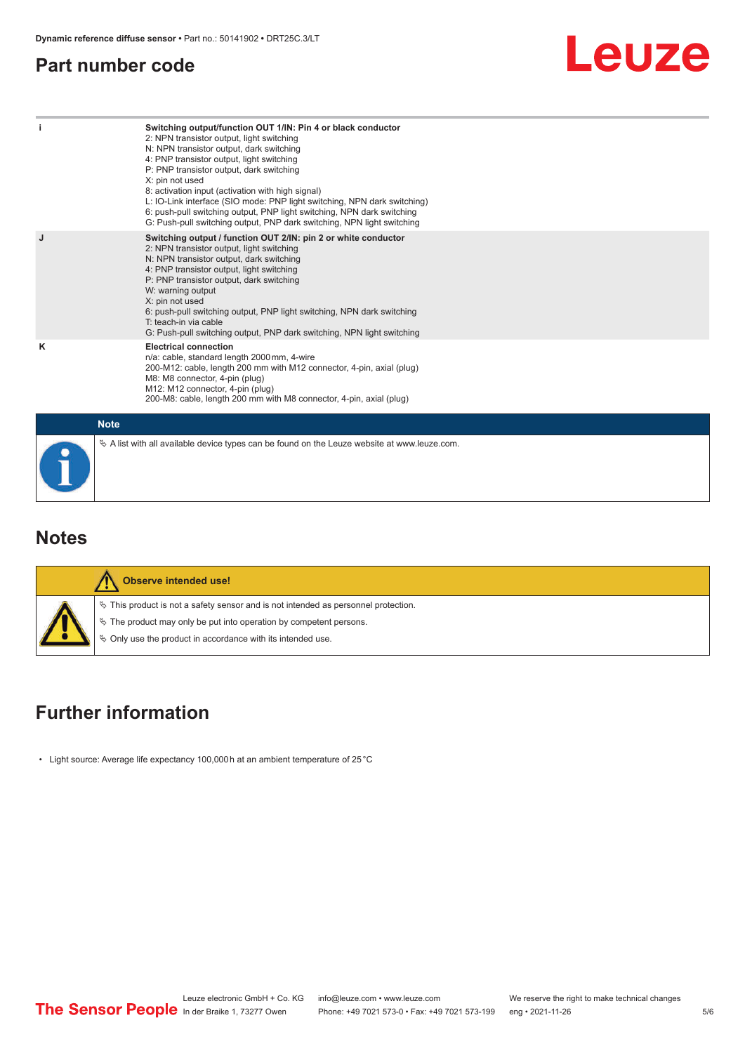## Part number code

| | |
|---|---|
| i | **Switching output/function OUT 1/IN: Pin 4 or black conductor**<br>2: NPN transistor output, light switching<br>N: NPN transistor output, dark switching<br>4: PNP transistor output, light switching<br>P: PNP transistor output, dark switching<br>X: pin not used<br>8: activation input (activation with high signal)<br>L: IO-Link interface (SIO mode: PNP light switching, NPN dark switching)<br>6: push-pull switching output, PNP light switching, NPN dark switching<br>G: Push-pull switching output, PNP dark switching, NPN light switching |
| J | **Switching output / function OUT 2/IN: pin 2 or white conductor**<br>2: NPN transistor output, light switching<br>N: NPN transistor output, dark switching<br>4: PNP transistor output, light switching<br>P: PNP transistor output, dark switching<br>W: warning output<br>X: pin not used<br>6: push-pull switching output, PNP light switching, NPN dark switching<br>T: teach-in via cable<br>G: Push-pull switching output, PNP dark switching, NPN light switching |
| K | **Electrical connection**<br>n/a: cable, standard length 2000 mm, 4-wire<br>200-M12: cable, length 200 mm with M12 connector, 4-pin, axial (plug)<br>M8: M8 connector, 4-pin (plug)<br>M12: M12 connector, 4-pin (plug)<br>200-M8: cable, length 200 mm with M8 connector, 4-pin, axial (plug) |

**Note**

↳ A list with all available device types can be found on the Leuze website at www.leuze.com.

## Notes

**Observe intended use!**

↳ This product is not a safety sensor and is not intended as personnel protection.

↳ The product may only be put into operation by competent persons.

↳ Only use the product in accordance with its intended use.

## Further information

- Light source: Average life expectancy 100,000 h at an ambient temperature of 25 °C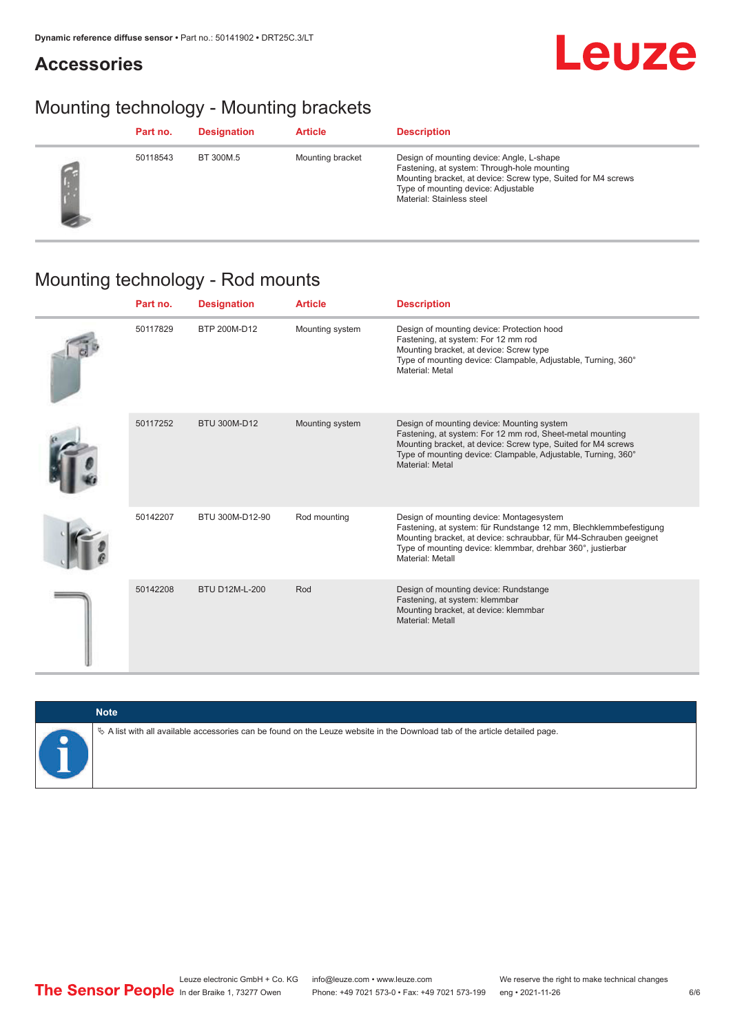## Accessories

### Mounting technology - Mounting brackets

| Part no. | Designation | Article | Description |
|---|---|---|---|
| 50118543 | BT 300M.5 | Mounting bracket | Design of mounting device: Angle, L-shape<br>Fastening, at system: Through-hole mounting<br>Mounting bracket, at device: Screw type, Suited for M4 screws<br>Type of mounting device: Adjustable<br>Material: Stainless steel |

### Mounting technology - Rod mounts

| Part no. | Designation | Article | Description |
|---|---|---|---|
| 50117829 | BTP 200M-D12 | Mounting system | Design of mounting device: Protection hood<br>Fastening, at system: For 12 mm rod<br>Mounting bracket, at device: Screw type<br>Type of mounting device: Clampable, Adjustable, Turning, 360°<br>Material: Metal |
| 50117252 | BTU 300M-D12 | Mounting system | Design of mounting device: Mounting system<br>Fastening, at system: For 12 mm rod, Sheet-metal mounting<br>Mounting bracket, at device: Screw type, Suited for M4 screws<br>Type of mounting device: Clampable, Adjustable, Turning, 360°<br>Material: Metal |
| 50142207 | BTU 300M-D12-90 | Rod mounting | Design of mounting device: Montagesystem<br>Fastening, at system: für Rundstange 12 mm, Blechklemmbefestigung<br>Mounting bracket, at device: schraubbar, für M4-Schrauben geeignet<br>Type of mounting device: klemmbar, drehbar 360°, justierbar<br>Material: Metall |
| 50142208 | BTU D12M-L-200 | Rod | Design of mounting device: Rundstange<br>Fastening, at system: klemmbar<br>Mounting bracket, at device: klemmbar<br>Material: Metall |

**Note**

A list with all available accessories can be found on the Leuze website in the Download tab of the article detailed page.